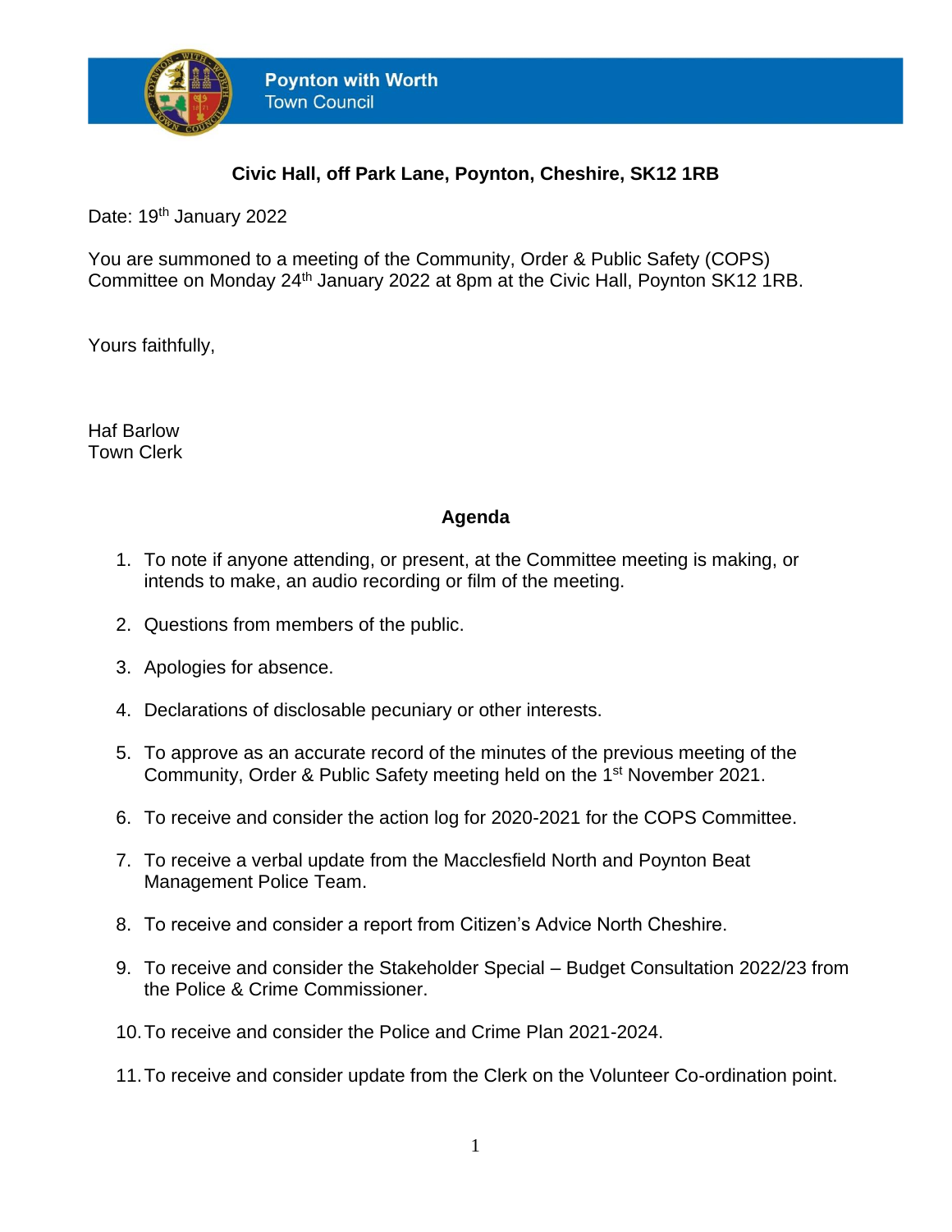**Poynton with Worth**
Town Council

**Civic Hall, off Park Lane, Poynton, Cheshire, SK12 1RB**

Date: 19th January 2022

You are summoned to a meeting of the Community, Order & Public Safety (COPS) Committee on Monday 24th January 2022 at 8pm at the Civic Hall, Poynton SK12 1RB.

Yours faithfully,

Haf Barlow
Town Clerk

## Agenda

1. To note if anyone attending, or present, at the Committee meeting is making, or intends to make, an audio recording or film of the meeting.
2. Questions from members of the public.
3. Apologies for absence.
4. Declarations of disclosable pecuniary or other interests.
5. To approve as an accurate record of the minutes of the previous meeting of the Community, Order & Public Safety meeting held on the 1st November 2021.
6. To receive and consider the action log for 2020-2021 for the COPS Committee.
7. To receive a verbal update from the Macclesfield North and Poynton Beat Management Police Team.
8. To receive and consider a report from Citizen's Advice North Cheshire.
9. To receive and consider the Stakeholder Special – Budget Consultation 2022/23 from the Police & Crime Commissioner.
10. To receive and consider the Police and Crime Plan 2021-2024.
11. To receive and consider update from the Clerk on the Volunteer Co-ordination point.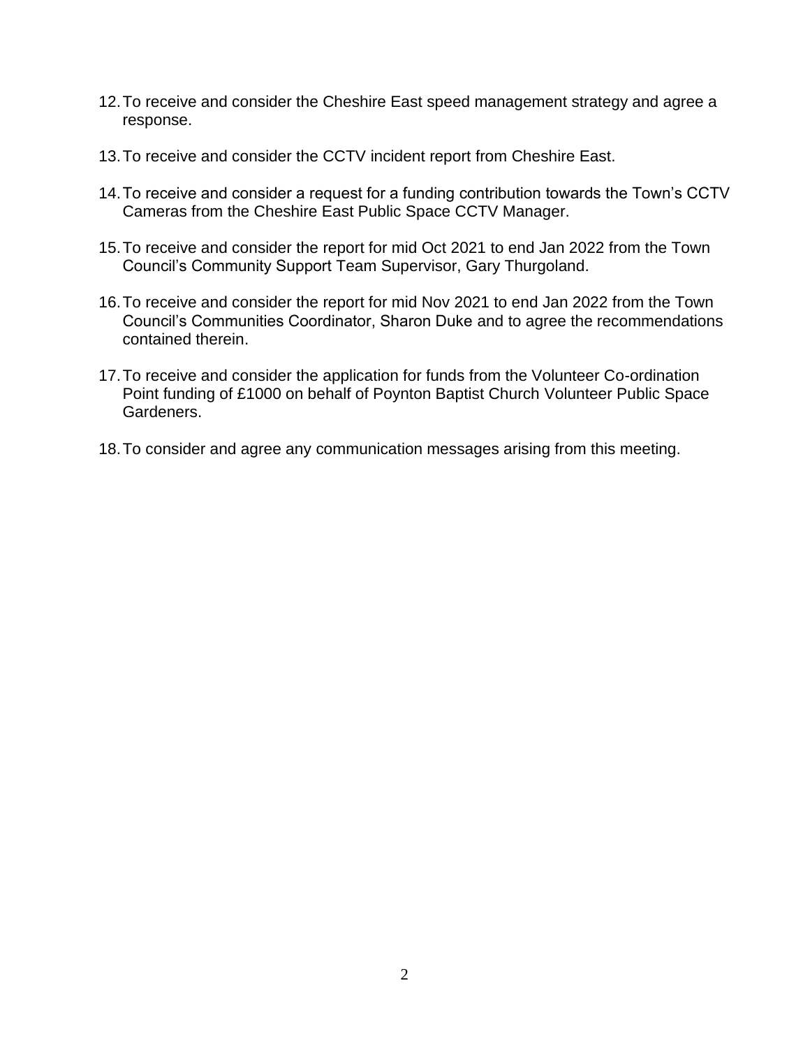12. To receive and consider the Cheshire East speed management strategy and agree a response.

13. To receive and consider the CCTV incident report from Cheshire East.

14. To receive and consider a request for a funding contribution towards the Town's CCTV Cameras from the Cheshire East Public Space CCTV Manager.

15. To receive and consider the report for mid Oct 2021 to end Jan 2022 from the Town Council's Community Support Team Supervisor, Gary Thurgoland.

16. To receive and consider the report for mid Nov 2021 to end Jan 2022 from the Town Council's Communities Coordinator, Sharon Duke and to agree the recommendations contained therein.

17. To receive and consider the application for funds from the Volunteer Co-ordination Point funding of £1000 on behalf of Poynton Baptist Church Volunteer Public Space Gardeners.

18. To consider and agree any communication messages arising from this meeting.